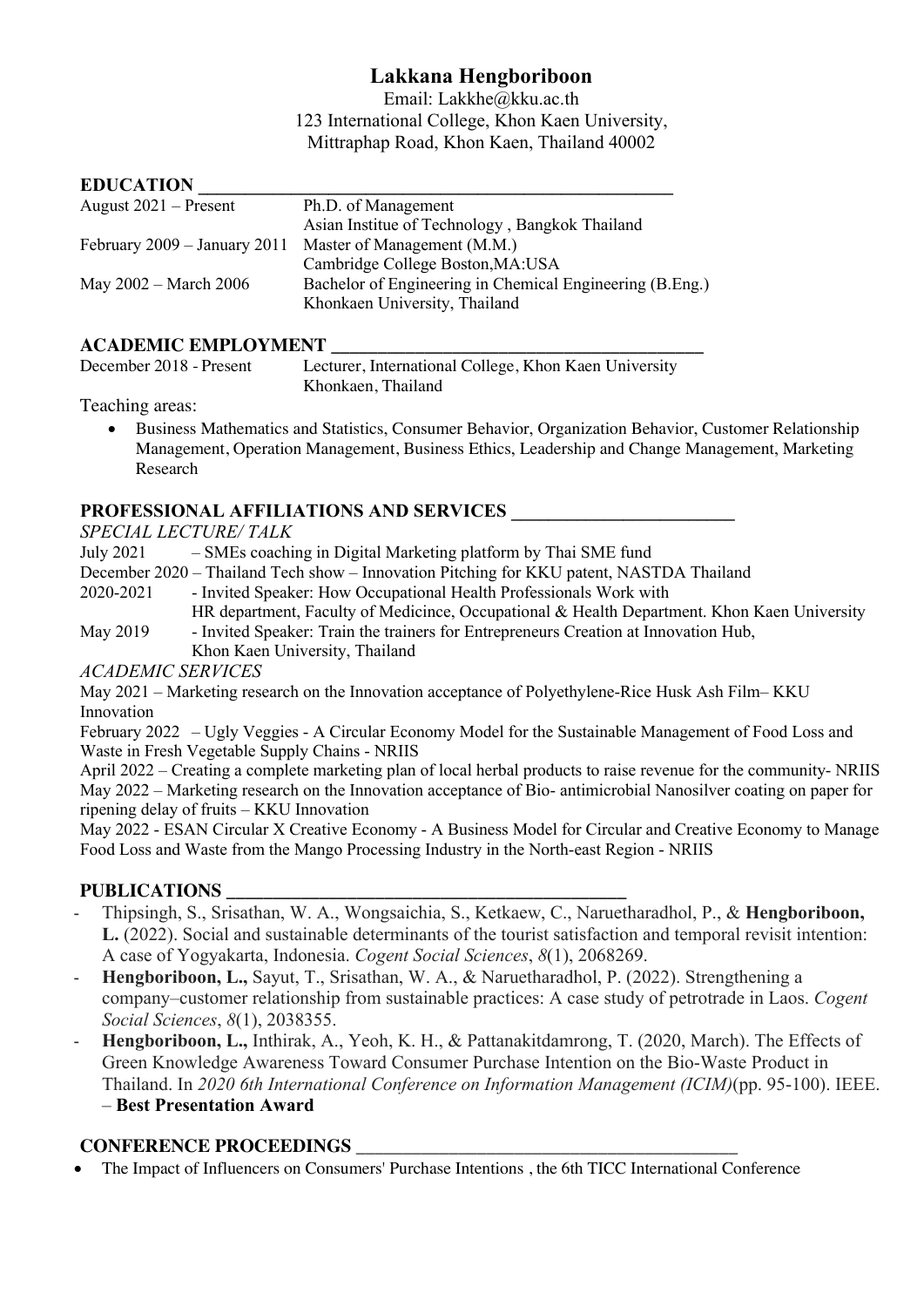# Lakkana Hengboriboon

Email: Lakkhe@kku.ac.th
123 International College, Khon Kaen University,
Mittraphap Road, Khon Kaen, Thailand 40002

## EDUCATION

| | |
|---|---|
| August 2021 – Present | Ph.D. of Management<br>Asian Institue of Technology , Bangkok Thailand |
| February 2009 – January 2011 | Master of Management (M.M.)<br>Cambridge College Boston,MA:USA |
| May 2002 – March 2006 | Bachelor of Engineering in Chemical Engineering (B.Eng.)<br>Khonkaen University, Thailand |

## ACADEMIC EMPLOYMENT

| | |
|---|---|
| December 2018 - Present | Lecturer, International College, Khon Kaen University<br>Khonkaen, Thailand |

Teaching areas:

- Business Mathematics and Statistics, Consumer Behavior, Organization Behavior, Customer Relationship Management, Operation Management, Business Ethics, Leadership and Change Management, Marketing Research

## PROFESSIONAL AFFILIATIONS AND SERVICES

*SPECIAL LECTURE/ TALK*

July 2021 – SMEs coaching in Digital Marketing platform by Thai SME fund

December 2020 – Thailand Tech show – Innovation Pitching for KKU patent, NASTDA Thailand

2020-2021 - Invited Speaker: How Occupational Health Professionals Work with HR department, Faculty of Medicince, Occupational & Health Department. Khon Kaen University

May 2019 - Invited Speaker: Train the trainers for Entrepreneurs Creation at Innovation Hub, Khon Kaen University, Thailand

*ACADEMIC SERVICES*

May 2021 – Marketing research on the Innovation acceptance of Polyethylene-Rice Husk Ash Film– KKU Innovation

February 2022 – Ugly Veggies - A Circular Economy Model for the Sustainable Management of Food Loss and Waste in Fresh Vegetable Supply Chains - NRIIS

April 2022 – Creating a complete marketing plan of local herbal products to raise revenue for the community- NRIIS

May 2022 – Marketing research on the Innovation acceptance of Bio- antimicrobial Nanosilver coating on paper for ripening delay of fruits – KKU Innovation

May 2022 - ESAN Circular X Creative Economy - A Business Model for Circular and Creative Economy to Manage Food Loss and Waste from the Mango Processing Industry in the North-east Region - NRIIS

## PUBLICATIONS

- Thipsingh, S., Srisathan, W. A., Wongsaichia, S., Ketkaew, C., Naruetharadhol, P., & **Hengboriboon, L.** (2022). Social and sustainable determinants of the tourist satisfaction and temporal revisit intention: A case of Yogyakarta, Indonesia. *Cogent Social Sciences*, *8*(1), 2068269.
- **Hengboriboon, L.,** Sayut, T., Srisathan, W. A., & Naruetharadhol, P. (2022). Strengthening a company–customer relationship from sustainable practices: A case study of petrotrade in Laos. *Cogent Social Sciences*, *8*(1), 2038355.
- **Hengboriboon, L.,** Inthirak, A., Yeoh, K. H., & Pattanakitdamrong, T. (2020, March). The Effects of Green Knowledge Awareness Toward Consumer Purchase Intention on the Bio-Waste Product in Thailand. In *2020 6th International Conference on Information Management (ICIM)*(pp. 95-100). IEEE. – **Best Presentation Award**

## CONFERENCE PROCEEDINGS

- The Impact of Influencers on Consumers' Purchase Intentions , the 6th TICC International Conference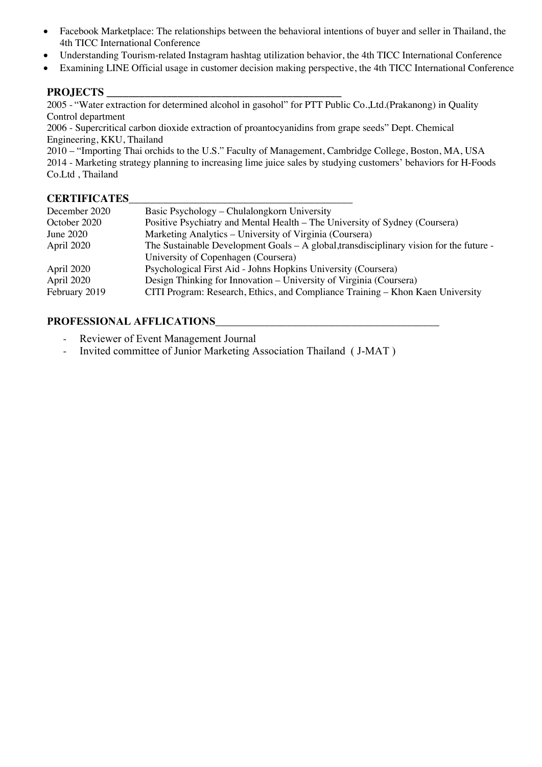- Facebook Marketplace: The relationships between the behavioral intentions of buyer and seller in Thailand, the 4th TICC International Conference
- Understanding Tourism-related Instagram hashtag utilization behavior, the 4th TICC International Conference
- Examining LINE Official usage in customer decision making perspective, the 4th TICC International Conference

## PROJECTS

2005 - "Water extraction for determined alcohol in gasohol" for PTT Public Co.,Ltd.(Prakanong) in Quality Control department
2006 - Supercritical carbon dioxide extraction of proantocyanidins from grape seeds" Dept. Chemical Engineering, KKU, Thailand
2010 – "Importing Thai orchids to the U.S." Faculty of Management, Cambridge College, Boston, MA, USA
2014 - Marketing strategy planning to increasing lime juice sales by studying customers' behaviors for H-Foods Co.Ltd , Thailand

## CERTIFICATES

| | |
|---|---|
| December 2020 | Basic Psychology – Chulalongkorn University |
| October 2020 | Positive Psychiatry and Mental Health – The University of Sydney (Coursera) |
| June 2020 | Marketing Analytics – University of Virginia (Coursera) |
| April 2020 | The Sustainable Development Goals – A global,transdisciplinary vision for the future - University of Copenhagen (Coursera) |
| April 2020 | Psychological First Aid - Johns Hopkins University (Coursera) |
| April 2020 | Design Thinking for Innovation – University of Virginia (Coursera) |
| February 2019 | CITI Program: Research, Ethics, and Compliance Training – Khon Kaen University |

## PROFESSIONAL AFFLICATIONS

- Reviewer of Event Management Journal
- Invited committee of Junior Marketing Association Thailand ( J-MAT )